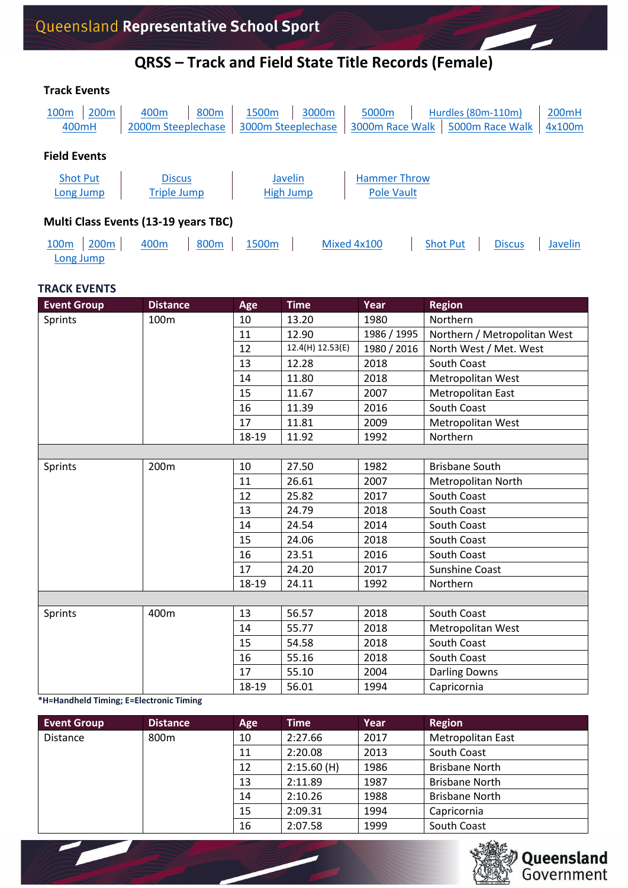# QRSS – Track and Field State Title Records (Female)

### Track Events

100m | 200m | 400m | 800m | 1500m | 3000m | 5000m | Hurdles (80m-110m) | 200mH
400mH | 2000m Steeplechase | 3000m Steeplechase | 3000m Race Walk | 5000m Race Walk | 4x100m

### Field Events

Shot Put | Discus | Javelin | Hammer Throw
Long Jump | Triple Jump | High Jump | Pole Vault

### Multi Class Events (13-19 years TBC)

100m | 200m | 400m | 800m | 1500m | Mixed 4x100 | Shot Put | Discus | Javelin
Long Jump

## TRACK EVENTS

| Event Group | Distance | Age | Time | Year | Region |
|---|---|---|---|---|---|
| Sprints | 100m | 10 | 13.20 | 1980 | Northern |
| | | 11 | 12.90 | 1986 / 1995 | Northern / Metropolitan West |
| | | 12 | 12.4(H) 12.53(E) | 1980 / 2016 | North West / Met. West |
| | | 13 | 12.28 | 2018 | South Coast |
| | | 14 | 11.80 | 2018 | Metropolitan West |
| | | 15 | 11.67 | 2007 | Metropolitan East |
| | | 16 | 11.39 | 2016 | South Coast |
| | | 17 | 11.81 | 2009 | Metropolitan West |
| | | 18-19 | 11.92 | 1992 | Northern |
| | | | | | |
| Sprints | 200m | 10 | 27.50 | 1982 | Brisbane South |
| | | 11 | 26.61 | 2007 | Metropolitan North |
| | | 12 | 25.82 | 2017 | South Coast |
| | | 13 | 24.79 | 2018 | South Coast |
| | | 14 | 24.54 | 2014 | South Coast |
| | | 15 | 24.06 | 2018 | South Coast |
| | | 16 | 23.51 | 2016 | South Coast |
| | | 17 | 24.20 | 2017 | Sunshine Coast |
| | | 18-19 | 24.11 | 1992 | Northern |
| | | | | | |
| Sprints | 400m | 13 | 56.57 | 2018 | South Coast |
| | | 14 | 55.77 | 2018 | Metropolitan West |
| | | 15 | 54.58 | 2018 | South Coast |
| | | 16 | 55.16 | 2018 | South Coast |
| | | 17 | 55.10 | 2004 | Darling Downs |
| | | 18-19 | 56.01 | 1994 | Capricornia |

***H=Handheld Timing; E=Electronic Timing**

| Event Group | Distance | Age | Time | Year | Region |
|---|---|---|---|---|---|
| Distance | 800m | 10 | 2:27.66 | 2017 | Metropolitan East |
| | | 11 | 2:20.08 | 2013 | South Coast |
| | | 12 | 2:15.60 (H) | 1986 | Brisbane North |
| | | 13 | 2:11.89 | 1987 | Brisbane North |
| | | 14 | 2:10.26 | 1988 | Brisbane North |
| | | 15 | 2:09.31 | 1994 | Capricornia |
| | | 16 | 2:07.58 | 1999 | South Coast |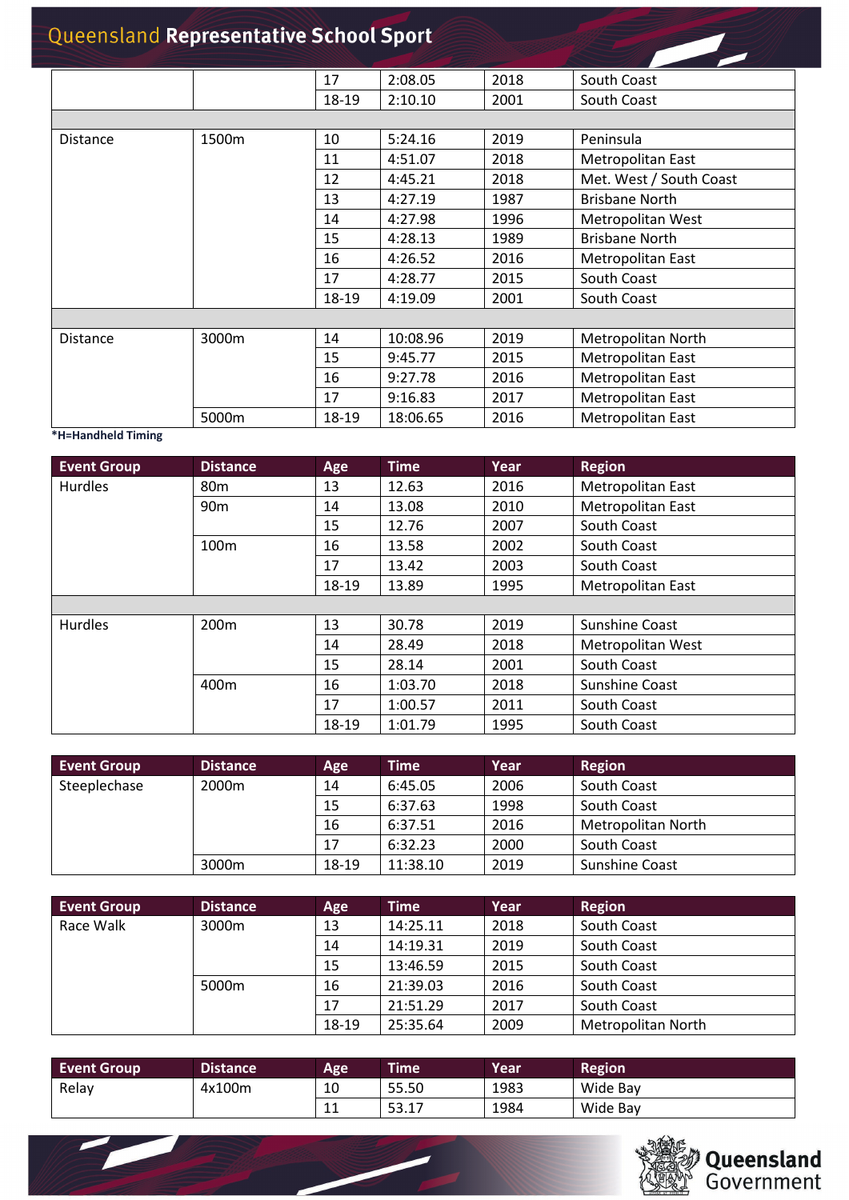| | | 17 | 2:08.05 | 2018 | South Coast |
|---|---|---|---|---|---|
| | | 18-19 | 2:10.10 | 2001 | South Coast |
| | | | | | |
| Distance | 1500m | 10 | 5:24.16 | 2019 | Peninsula |
| | | 11 | 4:51.07 | 2018 | Metropolitan East |
| | | 12 | 4:45.21 | 2018 | Met. West / South Coast |
| | | 13 | 4:27.19 | 1987 | Brisbane North |
| | | 14 | 4:27.98 | 1996 | Metropolitan West |
| | | 15 | 4:28.13 | 1989 | Brisbane North |
| | | 16 | 4:26.52 | 2016 | Metropolitan East |
| | | 17 | 4:28.77 | 2015 | South Coast |
| | | 18-19 | 4:19.09 | 2001 | South Coast |
| | | | | | |
| Distance | 3000m | 14 | 10:08.96 | 2019 | Metropolitan North |
| | | 15 | 9:45.77 | 2015 | Metropolitan East |
| | | 16 | 9:27.78 | 2016 | Metropolitan East |
| | | 17 | 9:16.83 | 2017 | Metropolitan East |
| | 5000m | 18-19 | 18:06.65 | 2016 | Metropolitan East |

***H=Handheld Timing**

| Event Group | Distance | Age | Time | Year | Region |
|---|---|---|---|---|---|
| Hurdles | 80m | 13 | 12.63 | 2016 | Metropolitan East |
| | 90m | 14 | 13.08 | 2010 | Metropolitan East |
| | | 15 | 12.76 | 2007 | South Coast |
| | 100m | 16 | 13.58 | 2002 | South Coast |
| | | 17 | 13.42 | 2003 | South Coast |
| | | 18-19 | 13.89 | 1995 | Metropolitan East |
| | | | | | |
| Hurdles | 200m | 13 | 30.78 | 2019 | Sunshine Coast |
| | | 14 | 28.49 | 2018 | Metropolitan West |
| | | 15 | 28.14 | 2001 | South Coast |
| | 400m | 16 | 1:03.70 | 2018 | Sunshine Coast |
| | | 17 | 1:00.57 | 2011 | South Coast |
| | | 18-19 | 1:01.79 | 1995 | South Coast |

| Event Group | Distance | Age | Time | Year | Region |
|---|---|---|---|---|---|
| Steeplechase | 2000m | 14 | 6:45.05 | 2006 | South Coast |
| | | 15 | 6:37.63 | 1998 | South Coast |
| | | 16 | 6:37.51 | 2016 | Metropolitan North |
| | | 17 | 6:32.23 | 2000 | South Coast |
| | 3000m | 18-19 | 11:38.10 | 2019 | Sunshine Coast |

| Event Group | Distance | Age | Time | Year | Region |
|---|---|---|---|---|---|
| Race Walk | 3000m | 13 | 14:25.11 | 2018 | South Coast |
| | | 14 | 14:19.31 | 2019 | South Coast |
| | | 15 | 13:46.59 | 2015 | South Coast |
| | 5000m | 16 | 21:39.03 | 2016 | South Coast |
| | | 17 | 21:51.29 | 2017 | South Coast |
| | | 18-19 | 25:35.64 | 2009 | Metropolitan North |

| Event Group | Distance | Age | Time | Year | Region |
|---|---|---|---|---|---|
| Relay | 4x100m | 10 | 55.50 | 1983 | Wide Bay |
| | | 11 | 53.17 | 1984 | Wide Bay |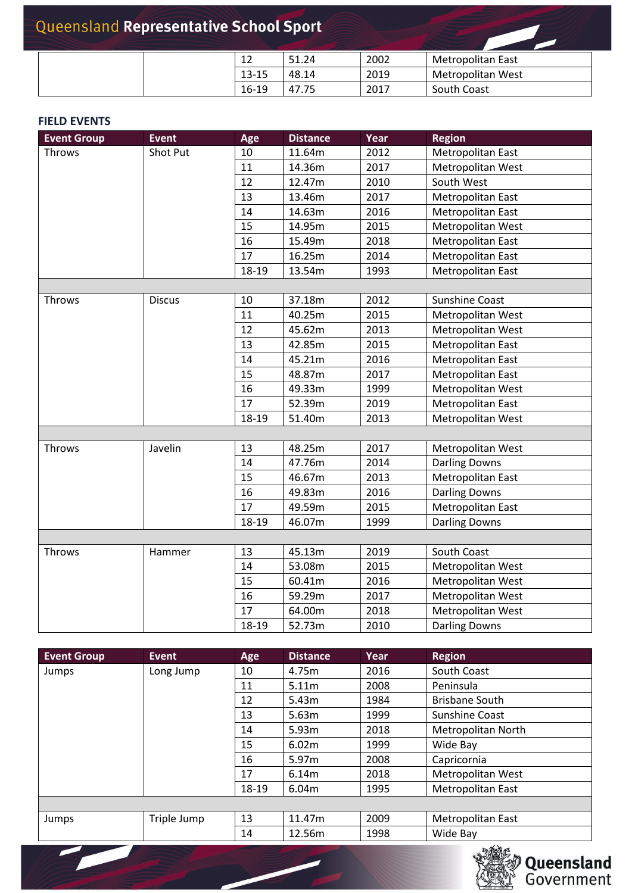| | | 12 | 51.24 | 2002 | Metropolitan East |
|---|---|---|---|---|---|
| | | 13-15 | 48.14 | 2019 | Metropolitan West |
| | | 16-19 | 47.75 | 2017 | South Coast |

**FIELD EVENTS**

| Event Group | Event | Age | Distance | Year | Region |
|---|---|---|---|---|---|
| Throws | Shot Put | 10 | 11.64m | 2012 | Metropolitan East |
| | | 11 | 14.36m | 2017 | Metropolitan West |
| | | 12 | 12.47m | 2010 | South West |
| | | 13 | 13.46m | 2017 | Metropolitan East |
| | | 14 | 14.63m | 2016 | Metropolitan East |
| | | 15 | 14.95m | 2015 | Metropolitan West |
| | | 16 | 15.49m | 2018 | Metropolitan East |
| | | 17 | 16.25m | 2014 | Metropolitan East |
| | | 18-19 | 13.54m | 1993 | Metropolitan East |
| | | | | | |
| Throws | Discus | 10 | 37.18m | 2012 | Sunshine Coast |
| | | 11 | 40.25m | 2015 | Metropolitan West |
| | | 12 | 45.62m | 2013 | Metropolitan West |
| | | 13 | 42.85m | 2015 | Metropolitan East |
| | | 14 | 45.21m | 2016 | Metropolitan East |
| | | 15 | 48.87m | 2017 | Metropolitan East |
| | | 16 | 49.33m | 1999 | Metropolitan West |
| | | 17 | 52.39m | 2019 | Metropolitan East |
| | | 18-19 | 51.40m | 2013 | Metropolitan West |
| | | | | | |
| Throws | Javelin | 13 | 48.25m | 2017 | Metropolitan West |
| | | 14 | 47.76m | 2014 | Darling Downs |
| | | 15 | 46.67m | 2013 | Metropolitan East |
| | | 16 | 49.83m | 2016 | Darling Downs |
| | | 17 | 49.59m | 2015 | Metropolitan East |
| | | 18-19 | 46.07m | 1999 | Darling Downs |
| | | | | | |
| Throws | Hammer | 13 | 45.13m | 2019 | South Coast |
| | | 14 | 53.08m | 2015 | Metropolitan West |
| | | 15 | 60.41m | 2016 | Metropolitan West |
| | | 16 | 59.29m | 2017 | Metropolitan West |
| | | 17 | 64.00m | 2018 | Metropolitan West |
| | | 18-19 | 52.73m | 2010 | Darling Downs |

| Event Group | Event | Age | Distance | Year | Region |
|---|---|---|---|---|---|
| Jumps | Long Jump | 10 | 4.75m | 2016 | South Coast |
| | | 11 | 5.11m | 2008 | Peninsula |
| | | 12 | 5.43m | 1984 | Brisbane South |
| | | 13 | 5.63m | 1999 | Sunshine Coast |
| | | 14 | 5.93m | 2018 | Metropolitan North |
| | | 15 | 6.02m | 1999 | Wide Bay |
| | | 16 | 5.97m | 2008 | Capricornia |
| | | 17 | 6.14m | 2018 | Metropolitan West |
| | | 18-19 | 6.04m | 1995 | Metropolitan East |
| | | | | | |
| Jumps | Triple Jump | 13 | 11.47m | 2009 | Metropolitan East |
| | | 14 | 12.56m | 1998 | Wide Bay |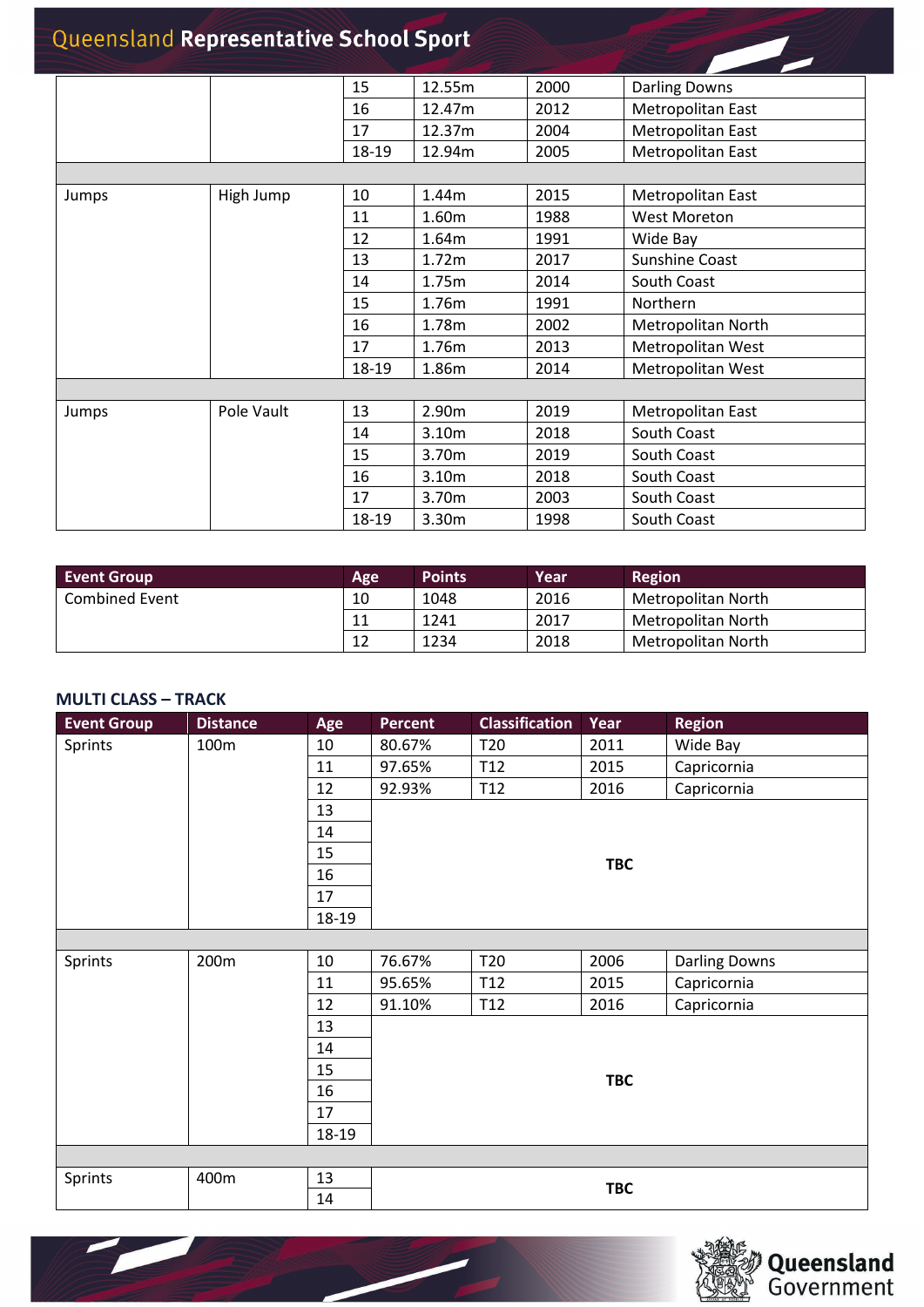| | | 15 | 12.55m | 2000 | Darling Downs |
|---|---|---|---|---|---|
| | | 16 | 12.47m | 2012 | Metropolitan East |
| | | 17 | 12.37m | 2004 | Metropolitan East |
| | | 18-19 | 12.94m | 2005 | Metropolitan East |
| | | | | | |
| Jumps | High Jump | 10 | 1.44m | 2015 | Metropolitan East |
| | | 11 | 1.60m | 1988 | West Moreton |
| | | 12 | 1.64m | 1991 | Wide Bay |
| | | 13 | 1.72m | 2017 | Sunshine Coast |
| | | 14 | 1.75m | 2014 | South Coast |
| | | 15 | 1.76m | 1991 | Northern |
| | | 16 | 1.78m | 2002 | Metropolitan North |
| | | 17 | 1.76m | 2013 | Metropolitan West |
| | | 18-19 | 1.86m | 2014 | Metropolitan West |
| | | | | | |
| Jumps | Pole Vault | 13 | 2.90m | 2019 | Metropolitan East |
| | | 14 | 3.10m | 2018 | South Coast |
| | | 15 | 3.70m | 2019 | South Coast |
| | | 16 | 3.10m | 2018 | South Coast |
| | | 17 | 3.70m | 2003 | South Coast |
| | | 18-19 | 3.30m | 1998 | South Coast |

| Event Group | Age | Points | Year | Region |
|---|---|---|---|---|
| Combined Event | 10 | 1048 | 2016 | Metropolitan North |
| | 11 | 1241 | 2017 | Metropolitan North |
| | 12 | 1234 | 2018 | Metropolitan North |

## MULTI CLASS – TRACK

| Event Group | Distance | Age | Percent | Classification | Year | Region |
|---|---|---|---|---|---|---|
| Sprints | 100m | 10 | 80.67% | T20 | 2011 | Wide Bay |
| | | 11 | 97.65% | T12 | 2015 | Capricornia |
| | | 12 | 92.93% | T12 | 2016 | Capricornia |
| | | 13 | **TBC** | | | |
| | | 14 | | | | |
| | | 15 | | | | |
| | | 16 | | | | |
| | | 17 | | | | |
| | | 18-19 | | | | |
| | | | | | | |
| Sprints | 200m | 10 | 76.67% | T20 | 2006 | Darling Downs |
| | | 11 | 95.65% | T12 | 2015 | Capricornia |
| | | 12 | 91.10% | T12 | 2016 | Capricornia |
| | | 13 | **TBC** | | | |
| | | 14 | | | | |
| | | 15 | | | | |
| | | 16 | | | | |
| | | 17 | | | | |
| | | 18-19 | | | | |
| | | | | | | |
| Sprints | 400m | 13 | **TBC** | | | |
| | | 14 | | | | |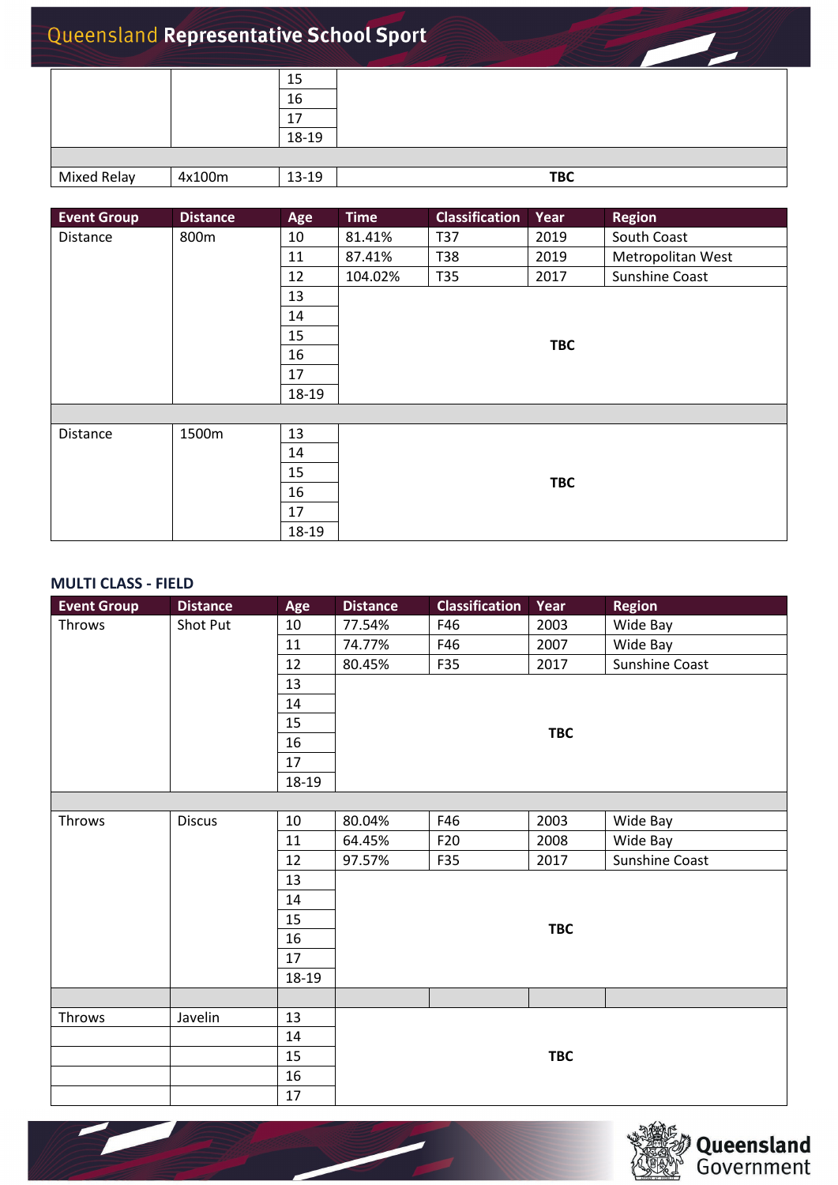| | | | |
|---|---|---|---|
| | | 15 | |
| | | 16 | |
| | | 17 | |
| | | 18-19 | |
| | | | |
| Mixed Relay | 4x100m | 13-19 | **TBC** |

| Event Group | Distance | Age | Time | Classification | Year | Region |
|---|---|---|---|---|---|---|
| Distance | 800m | 10 | 81.41% | T37 | 2019 | South Coast |
| | | 11 | 87.41% | T38 | 2019 | Metropolitan West |
| | | 12 | 104.02% | T35 | 2017 | Sunshine Coast |
| | | 13 | **TBC** | | | |
| | | 14 | | | | |
| | | 15 | | | | |
| | | 16 | | | | |
| | | 17 | | | | |
| | | 18-19 | | | | |
| | | | | | | |
| Distance | 1500m | 13 | **TBC** | | | |
| | | 14 | | | | |
| | | 15 | | | | |
| | | 16 | | | | |
| | | 17 | | | | |
| | | 18-19 | | | | |

## MULTI CLASS - FIELD

| Event Group | Distance | Age | Distance | Classification | Year | Region |
|---|---|---|---|---|---|---|
| Throws | Shot Put | 10 | 77.54% | F46 | 2003 | Wide Bay |
| | | 11 | 74.77% | F46 | 2007 | Wide Bay |
| | | 12 | 80.45% | F35 | 2017 | Sunshine Coast |
| | | 13 | **TBC** | | | |
| | | 14 | | | | |
| | | 15 | | | | |
| | | 16 | | | | |
| | | 17 | | | | |
| | | 18-19 | | | | |
| | | | | | | |
| Throws | Discus | 10 | 80.04% | F46 | 2003 | Wide Bay |
| | | 11 | 64.45% | F20 | 2008 | Wide Bay |
| | | 12 | 97.57% | F35 | 2017 | Sunshine Coast |
| | | 13 | **TBC** | | | |
| | | 14 | | | | |
| | | 15 | | | | |
| | | 16 | | | | |
| | | 17 | | | | |
| | | 18-19 | | | | |
| | | | | | | |
| Throws | Javelin | 13 | **TBC** | | | |
| | | 14 | | | | |
| | | 15 | | | | |
| | | 16 | | | | |
| | | 17 | | | | |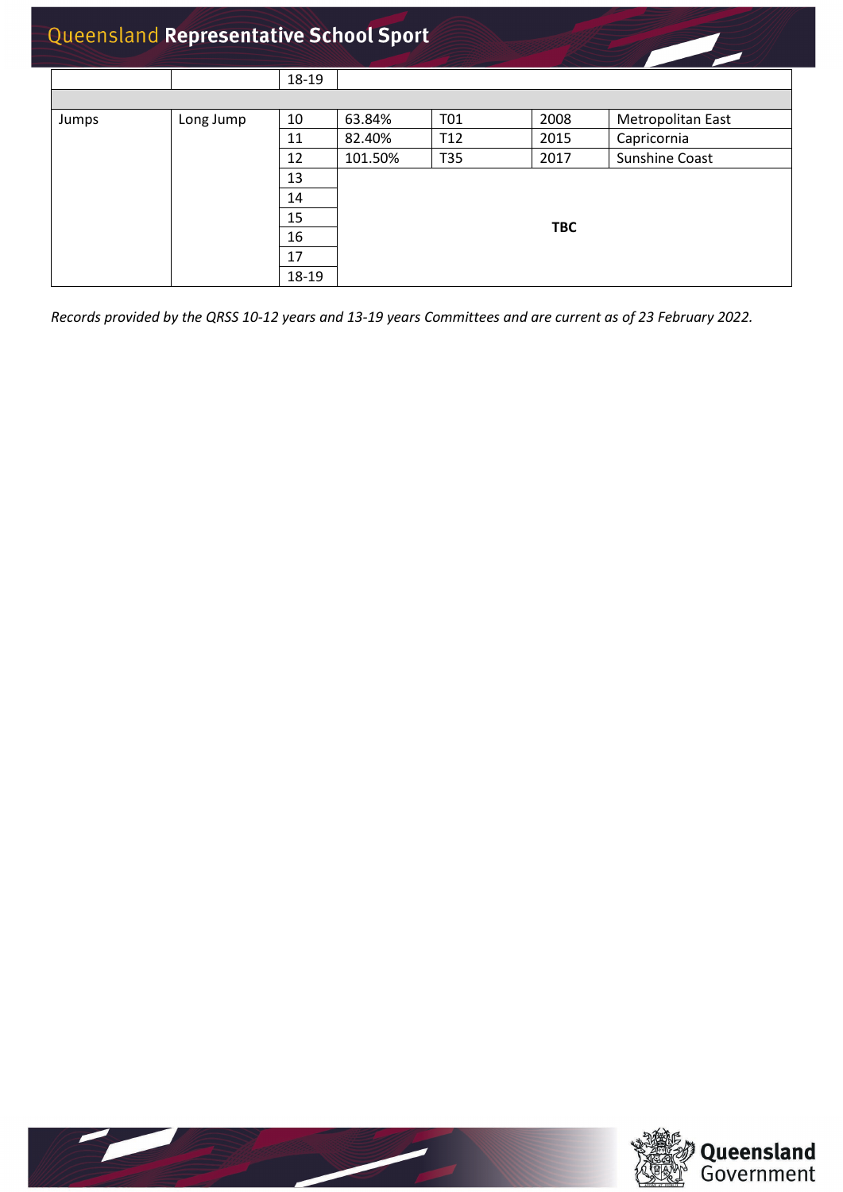| | | | | | | |
|---|---|---|---|---|---|---|
| | | 18-19 | | | | |
| | | | | | | |
| Jumps | Long Jump | 10 | 63.84% | T01 | 2008 | Metropolitan East |
| | | 11 | 82.40% | T12 | 2015 | Capricornia |
| | | 12 | 101.50% | T35 | 2017 | Sunshine Coast |
| | | 13 | **TBC** | | | |
| | | 14 | | | | |
| | | 15 | | | | |
| | | 16 | | | | |
| | | 17 | | | | |
| | | 18-19 | | | | |

*Records provided by the QRSS 10-12 years and 13-19 years Committees and are current as of 23 February 2022.*